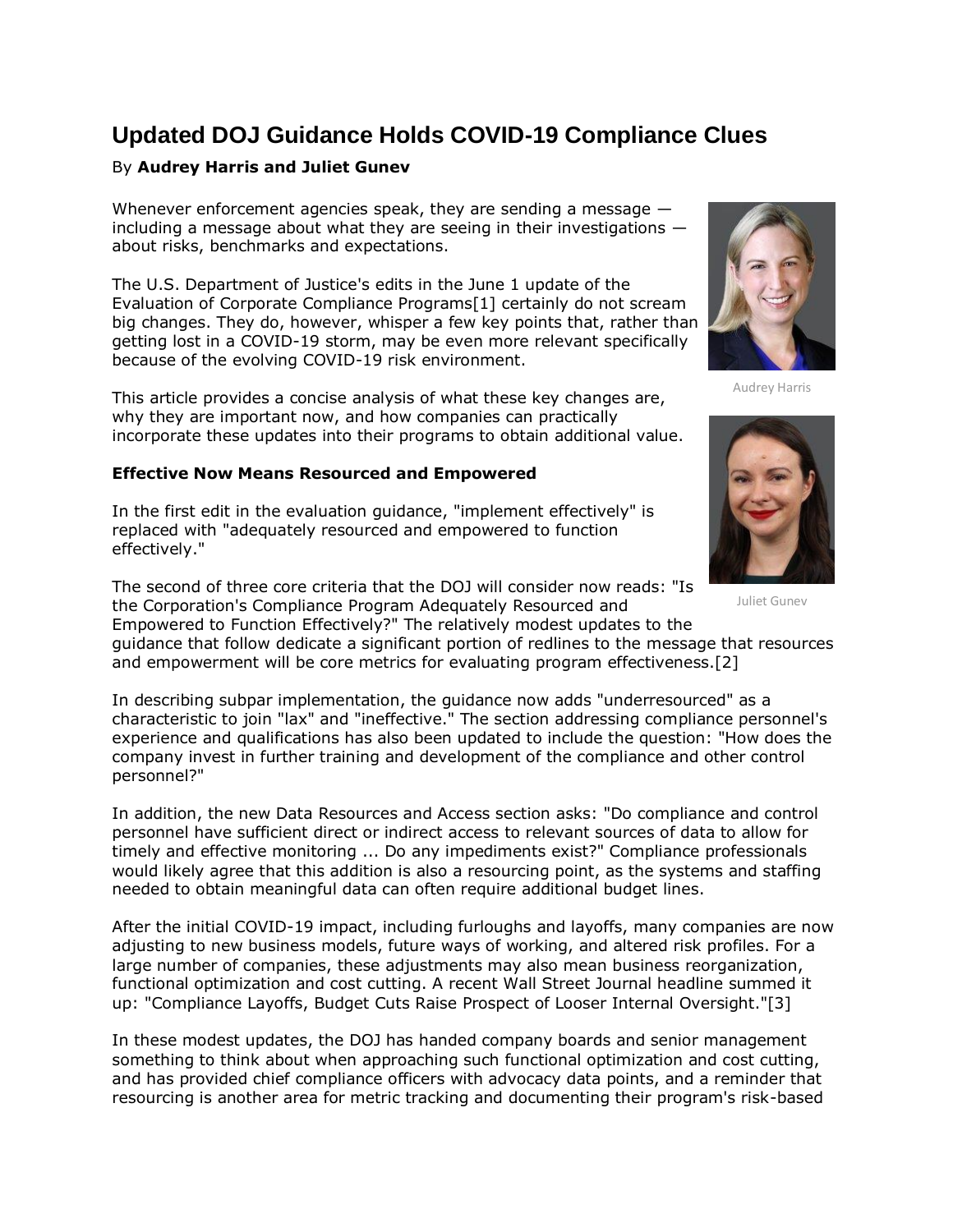# Updated DOJ Guidance Holds COVID-19 Compliance Clues

By **Audrey Harris and Juliet Gunev**

Whenever enforcement agencies speak, they are sending a message — including a message about what they are seeing in their investigations — about risks, benchmarks and expectations.

The U.S. Department of Justice's edits in the June 1 update of the Evaluation of Corporate Compliance Programs[1] certainly do not scream big changes. They do, however, whisper a few key points that, rather than getting lost in a COVID-19 storm, may be even more relevant specifically because of the evolving COVID-19 risk environment.

Audrey Harris

This article provides a concise analysis of what these key changes are, why they are important now, and how companies can practically incorporate these updates into their programs to obtain additional value.

Juliet Gunev

**Effective Now Means Resourced and Empowered**

In the first edit in the evaluation guidance, "implement effectively" is replaced with "adequately resourced and empowered to function effectively."

The second of three core criteria that the DOJ will consider now reads: "Is the Corporation's Compliance Program Adequately Resourced and Empowered to Function Effectively?" The relatively modest updates to the guidance that follow dedicate a significant portion of redlines to the message that resources and empowerment will be core metrics for evaluating program effectiveness.[2]

In describing subpar implementation, the guidance now adds "underresourced" as a characteristic to join "lax" and "ineffective." The section addressing compliance personnel's experience and qualifications has also been updated to include the question: "How does the company invest in further training and development of the compliance and other control personnel?"

In addition, the new Data Resources and Access section asks: "Do compliance and control personnel have sufficient direct or indirect access to relevant sources of data to allow for timely and effective monitoring ... Do any impediments exist?" Compliance professionals would likely agree that this addition is also a resourcing point, as the systems and staffing needed to obtain meaningful data can often require additional budget lines.

After the initial COVID-19 impact, including furloughs and layoffs, many companies are now adjusting to new business models, future ways of working, and altered risk profiles. For a large number of companies, these adjustments may also mean business reorganization, functional optimization and cost cutting. A recent Wall Street Journal headline summed it up: "Compliance Layoffs, Budget Cuts Raise Prospect of Looser Internal Oversight."[3]

In these modest updates, the DOJ has handed company boards and senior management something to think about when approaching such functional optimization and cost cutting, and has provided chief compliance officers with advocacy data points, and a reminder that resourcing is another area for metric tracking and documenting their program's risk-based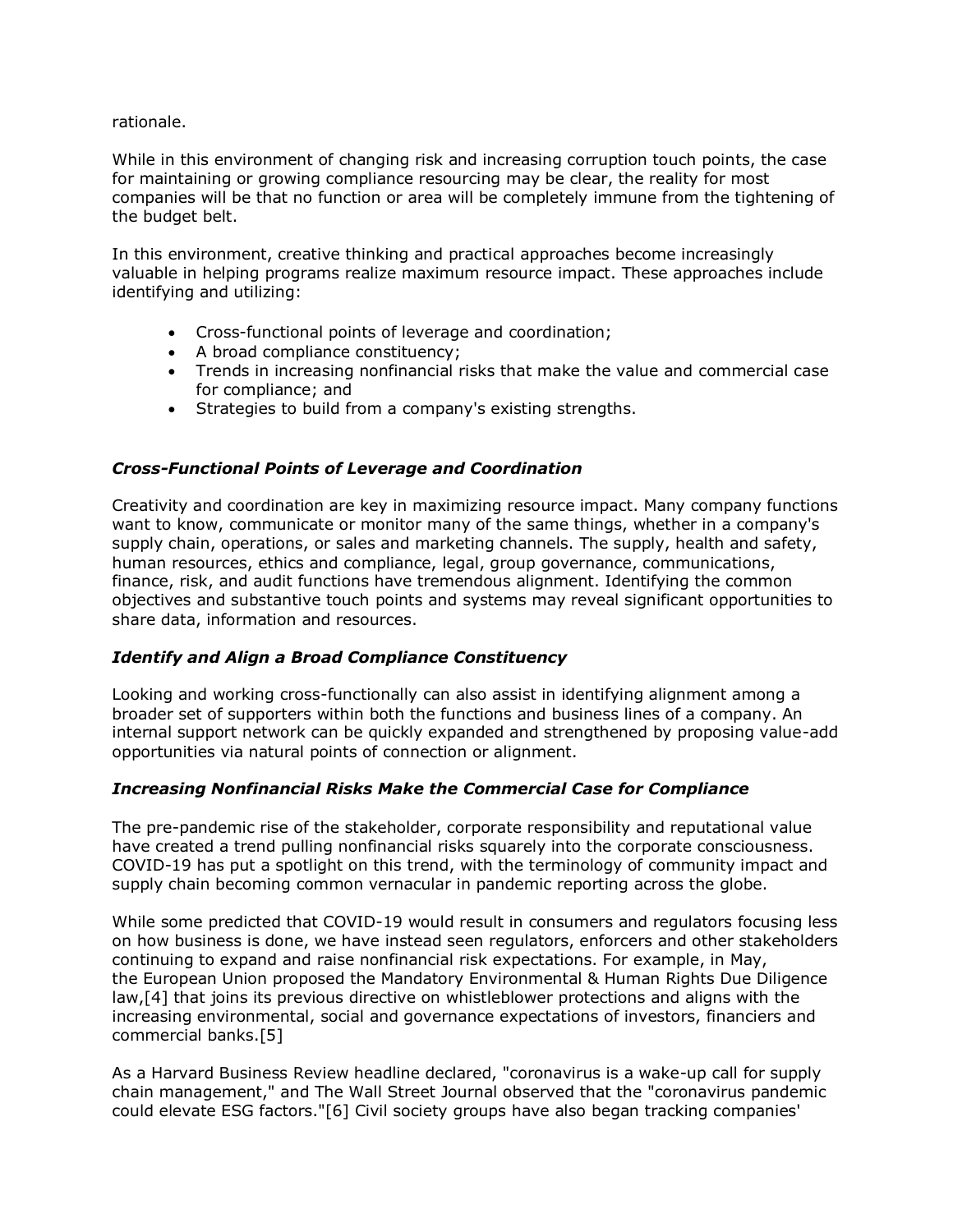rationale.

While in this environment of changing risk and increasing corruption touch points, the case for maintaining or growing compliance resourcing may be clear, the reality for most companies will be that no function or area will be completely immune from the tightening of the budget belt.

In this environment, creative thinking and practical approaches become increasingly valuable in helping programs realize maximum resource impact. These approaches include identifying and utilizing:

- Cross-functional points of leverage and coordination;
- A broad compliance constituency;
- Trends in increasing nonfinancial risks that make the value and commercial case for compliance; and
- Strategies to build from a company's existing strengths.

### *Cross-Functional Points of Leverage and Coordination*

Creativity and coordination are key in maximizing resource impact. Many company functions want to know, communicate or monitor many of the same things, whether in a company's supply chain, operations, or sales and marketing channels. The supply, health and safety, human resources, ethics and compliance, legal, group governance, communications, finance, risk, and audit functions have tremendous alignment. Identifying the common objectives and substantive touch points and systems may reveal significant opportunities to share data, information and resources.

### *Identify and Align a Broad Compliance Constituency*

Looking and working cross-functionally can also assist in identifying alignment among a broader set of supporters within both the functions and business lines of a company. An internal support network can be quickly expanded and strengthened by proposing value-add opportunities via natural points of connection or alignment.

### *Increasing Nonfinancial Risks Make the Commercial Case for Compliance*

The pre-pandemic rise of the stakeholder, corporate responsibility and reputational value have created a trend pulling nonfinancial risks squarely into the corporate consciousness. COVID-19 has put a spotlight on this trend, with the terminology of community impact and supply chain becoming common vernacular in pandemic reporting across the globe.

While some predicted that COVID-19 would result in consumers and regulators focusing less on how business is done, we have instead seen regulators, enforcers and other stakeholders continuing to expand and raise nonfinancial risk expectations. For example, in May, the European Union proposed the Mandatory Environmental & Human Rights Due Diligence law,[4] that joins its previous directive on whistleblower protections and aligns with the increasing environmental, social and governance expectations of investors, financiers and commercial banks.[5]

As a Harvard Business Review headline declared, "coronavirus is a wake-up call for supply chain management," and The Wall Street Journal observed that the "coronavirus pandemic could elevate ESG factors."[6] Civil society groups have also began tracking companies'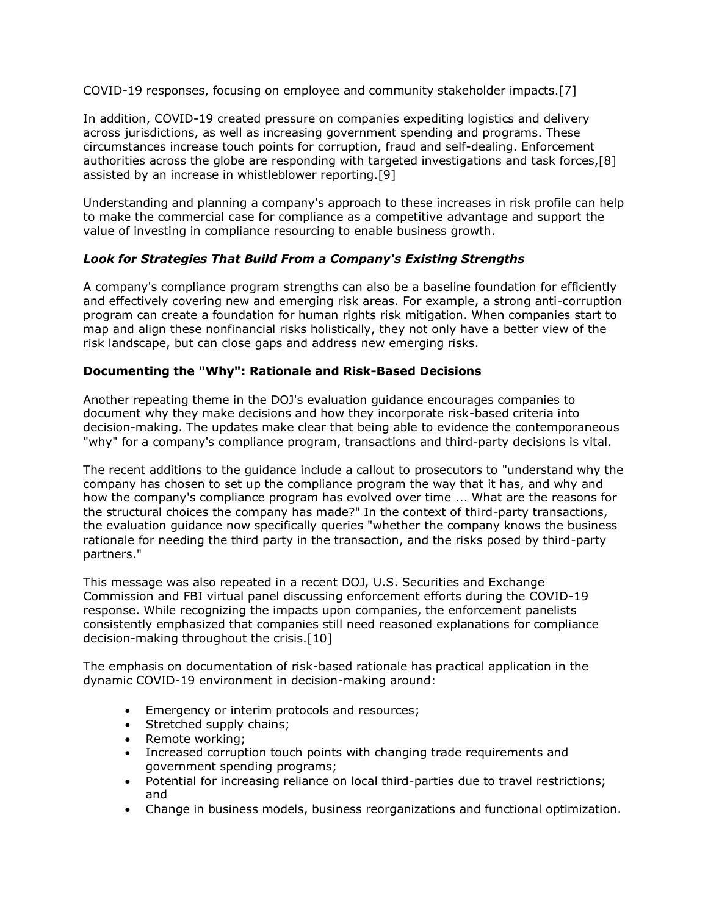COVID-19 responses, focusing on employee and community stakeholder impacts.[7]

In addition, COVID-19 created pressure on companies expediting logistics and delivery across jurisdictions, as well as increasing government spending and programs. These circumstances increase touch points for corruption, fraud and self-dealing. Enforcement authorities across the globe are responding with targeted investigations and task forces,[8] assisted by an increase in whistleblower reporting.[9]

Understanding and planning a company's approach to these increases in risk profile can help to make the commercial case for compliance as a competitive advantage and support the value of investing in compliance resourcing to enable business growth.

***Look for Strategies That Build From a Company's Existing Strengths***

A company's compliance program strengths can also be a baseline foundation for efficiently and effectively covering new and emerging risk areas. For example, a strong anti-corruption program can create a foundation for human rights risk mitigation. When companies start to map and align these nonfinancial risks holistically, they not only have a better view of the risk landscape, but can close gaps and address new emerging risks.

**Documenting the "Why": Rationale and Risk-Based Decisions**

Another repeating theme in the DOJ's evaluation guidance encourages companies to document why they make decisions and how they incorporate risk-based criteria into decision-making. The updates make clear that being able to evidence the contemporaneous "why" for a company's compliance program, transactions and third-party decisions is vital.

The recent additions to the guidance include a callout to prosecutors to "understand why the company has chosen to set up the compliance program the way that it has, and why and how the company's compliance program has evolved over time ... What are the reasons for the structural choices the company has made?" In the context of third-party transactions, the evaluation guidance now specifically queries "whether the company knows the business rationale for needing the third party in the transaction, and the risks posed by third-party partners."

This message was also repeated in a recent DOJ, U.S. Securities and Exchange Commission and FBI virtual panel discussing enforcement efforts during the COVID-19 response. While recognizing the impacts upon companies, the enforcement panelists consistently emphasized that companies still need reasoned explanations for compliance decision-making throughout the crisis.[10]

The emphasis on documentation of risk-based rationale has practical application in the dynamic COVID-19 environment in decision-making around:

- Emergency or interim protocols and resources;
- Stretched supply chains;
- Remote working;
- Increased corruption touch points with changing trade requirements and government spending programs;
- Potential for increasing reliance on local third-parties due to travel restrictions; and
- Change in business models, business reorganizations and functional optimization.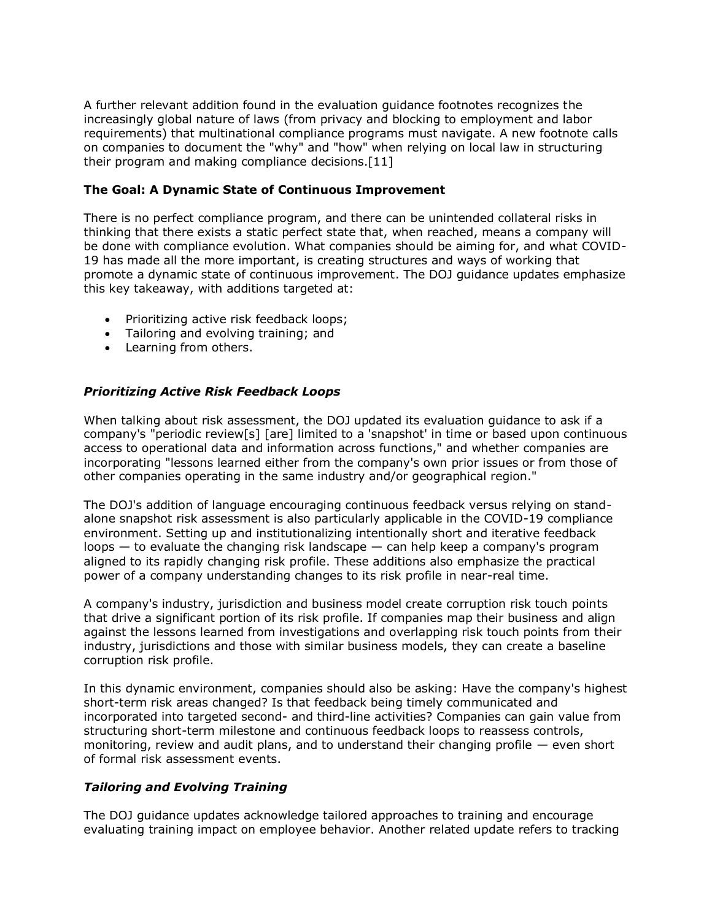A further relevant addition found in the evaluation guidance footnotes recognizes the increasingly global nature of laws (from privacy and blocking to employment and labor requirements) that multinational compliance programs must navigate. A new footnote calls on companies to document the "why" and "how" when relying on local law in structuring their program and making compliance decisions.[11]

**The Goal: A Dynamic State of Continuous Improvement**

There is no perfect compliance program, and there can be unintended collateral risks in thinking that there exists a static perfect state that, when reached, means a company will be done with compliance evolution. What companies should be aiming for, and what COVID-19 has made all the more important, is creating structures and ways of working that promote a dynamic state of continuous improvement. The DOJ guidance updates emphasize this key takeaway, with additions targeted at:

- Prioritizing active risk feedback loops;
- Tailoring and evolving training; and
- Learning from others.

***Prioritizing Active Risk Feedback Loops***

When talking about risk assessment, the DOJ updated its evaluation guidance to ask if a company's "periodic review[s] [are] limited to a 'snapshot' in time or based upon continuous access to operational data and information across functions," and whether companies are incorporating "lessons learned either from the company's own prior issues or from those of other companies operating in the same industry and/or geographical region."

The DOJ's addition of language encouraging continuous feedback versus relying on stand-alone snapshot risk assessment is also particularly applicable in the COVID-19 compliance environment. Setting up and institutionalizing intentionally short and iterative feedback loops — to evaluate the changing risk landscape — can help keep a company's program aligned to its rapidly changing risk profile. These additions also emphasize the practical power of a company understanding changes to its risk profile in near-real time.

A company's industry, jurisdiction and business model create corruption risk touch points that drive a significant portion of its risk profile. If companies map their business and align against the lessons learned from investigations and overlapping risk touch points from their industry, jurisdictions and those with similar business models, they can create a baseline corruption risk profile.

In this dynamic environment, companies should also be asking: Have the company's highest short-term risk areas changed? Is that feedback being timely communicated and incorporated into targeted second- and third-line activities? Companies can gain value from structuring short-term milestone and continuous feedback loops to reassess controls, monitoring, review and audit plans, and to understand their changing profile — even short of formal risk assessment events.

***Tailoring and Evolving Training***

The DOJ guidance updates acknowledge tailored approaches to training and encourage evaluating training impact on employee behavior. Another related update refers to tracking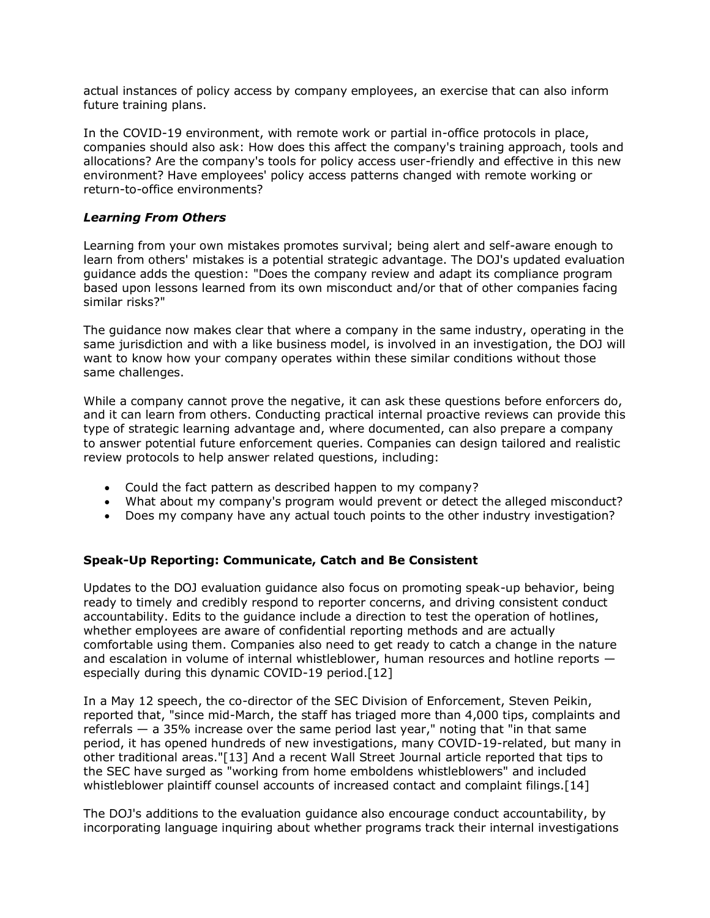actual instances of policy access by company employees, an exercise that can also inform future training plans.

In the COVID-19 environment, with remote work or partial in-office protocols in place, companies should also ask: How does this affect the company's training approach, tools and allocations? Are the company's tools for policy access user-friendly and effective in this new environment? Have employees' policy access patterns changed with remote working or return-to-office environments?

### *Learning From Others*

Learning from your own mistakes promotes survival; being alert and self-aware enough to learn from others' mistakes is a potential strategic advantage. The DOJ's updated evaluation guidance adds the question: "Does the company review and adapt its compliance program based upon lessons learned from its own misconduct and/or that of other companies facing similar risks?"

The guidance now makes clear that where a company in the same industry, operating in the same jurisdiction and with a like business model, is involved in an investigation, the DOJ will want to know how your company operates within these similar conditions without those same challenges.

While a company cannot prove the negative, it can ask these questions before enforcers do, and it can learn from others. Conducting practical internal proactive reviews can provide this type of strategic learning advantage and, where documented, can also prepare a company to answer potential future enforcement queries. Companies can design tailored and realistic review protocols to help answer related questions, including:

- Could the fact pattern as described happen to my company?
- What about my company's program would prevent or detect the alleged misconduct?
- Does my company have any actual touch points to the other industry investigation?

## **Speak-Up Reporting: Communicate, Catch and Be Consistent**

Updates to the DOJ evaluation guidance also focus on promoting speak-up behavior, being ready to timely and credibly respond to reporter concerns, and driving consistent conduct accountability. Edits to the guidance include a direction to test the operation of hotlines, whether employees are aware of confidential reporting methods and are actually comfortable using them. Companies also need to get ready to catch a change in the nature and escalation in volume of internal whistleblower, human resources and hotline reports — especially during this dynamic COVID-19 period.[12]

In a May 12 speech, the co-director of the SEC Division of Enforcement, Steven Peikin, reported that, "since mid-March, the staff has triaged more than 4,000 tips, complaints and referrals — a 35% increase over the same period last year," noting that "in that same period, it has opened hundreds of new investigations, many COVID-19-related, but many in other traditional areas."[13] And a recent Wall Street Journal article reported that tips to the SEC have surged as "working from home emboldens whistleblowers" and included whistleblower plaintiff counsel accounts of increased contact and complaint filings.[14]

The DOJ's additions to the evaluation guidance also encourage conduct accountability, by incorporating language inquiring about whether programs track their internal investigations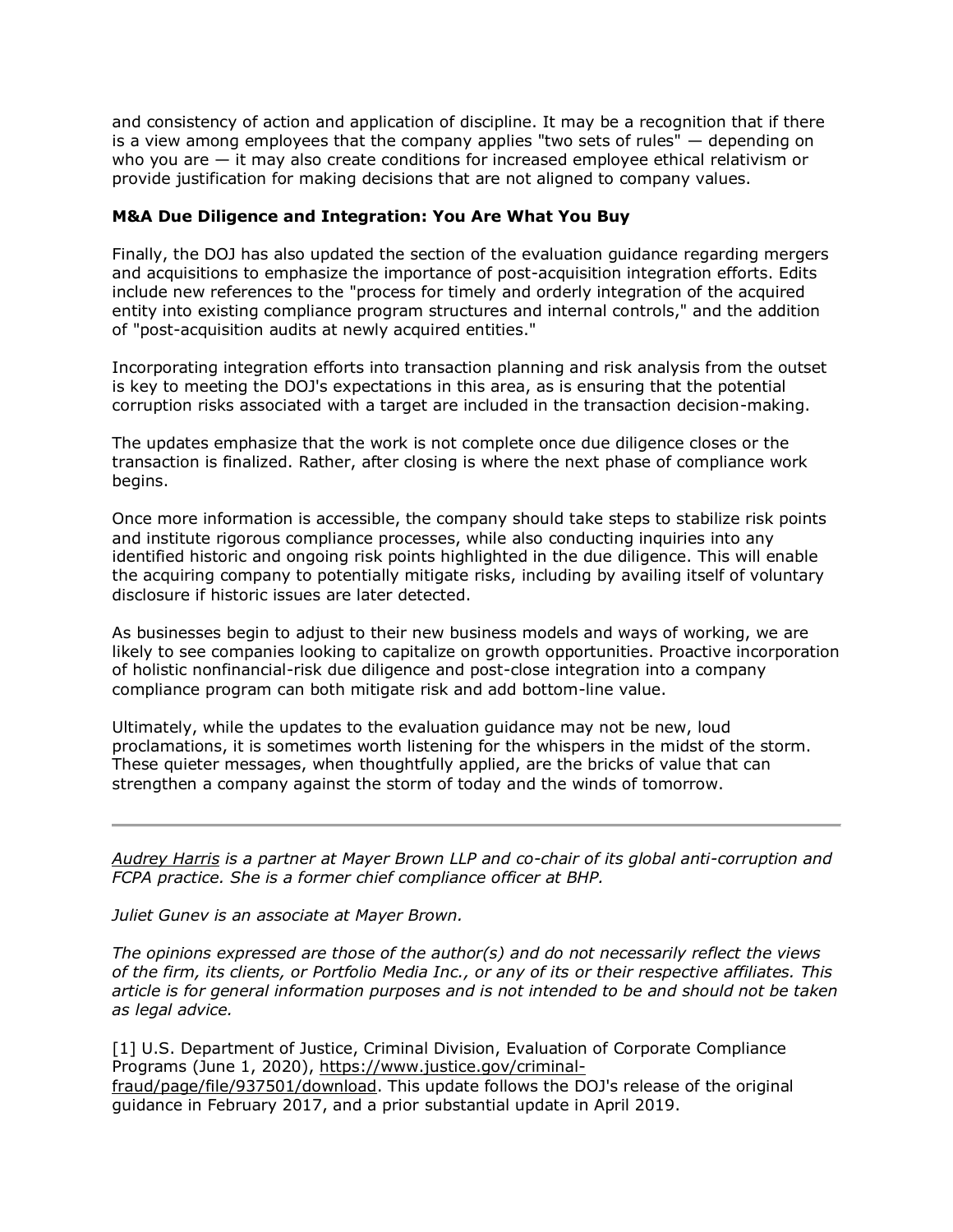and consistency of action and application of discipline. It may be a recognition that if there is a view among employees that the company applies "two sets of rules" — depending on who you are — it may also create conditions for increased employee ethical relativism or provide justification for making decisions that are not aligned to company values.

**M&A Due Diligence and Integration: You Are What You Buy**

Finally, the DOJ has also updated the section of the evaluation guidance regarding mergers and acquisitions to emphasize the importance of post-acquisition integration efforts. Edits include new references to the "process for timely and orderly integration of the acquired entity into existing compliance program structures and internal controls," and the addition of "post-acquisition audits at newly acquired entities."

Incorporating integration efforts into transaction planning and risk analysis from the outset is key to meeting the DOJ's expectations in this area, as is ensuring that the potential corruption risks associated with a target are included in the transaction decision-making.

The updates emphasize that the work is not complete once due diligence closes or the transaction is finalized. Rather, after closing is where the next phase of compliance work begins.

Once more information is accessible, the company should take steps to stabilize risk points and institute rigorous compliance processes, while also conducting inquiries into any identified historic and ongoing risk points highlighted in the due diligence. This will enable the acquiring company to potentially mitigate risks, including by availing itself of voluntary disclosure if historic issues are later detected.

As businesses begin to adjust to their new business models and ways of working, we are likely to see companies looking to capitalize on growth opportunities. Proactive incorporation of holistic nonfinancial-risk due diligence and post-close integration into a company compliance program can both mitigate risk and add bottom-line value.

Ultimately, while the updates to the evaluation guidance may not be new, loud proclamations, it is sometimes worth listening for the whispers in the midst of the storm. These quieter messages, when thoughtfully applied, are the bricks of value that can strengthen a company against the storm of today and the winds of tomorrow.

---

*Audrey Harris is a partner at Mayer Brown LLP and co-chair of its global anti-corruption and FCPA practice. She is a former chief compliance officer at BHP.*

*Juliet Gunev is an associate at Mayer Brown.*

*The opinions expressed are those of the author(s) and do not necessarily reflect the views of the firm, its clients, or Portfolio Media Inc., or any of its or their respective affiliates. This article is for general information purposes and is not intended to be and should not be taken as legal advice.*

[1] U.S. Department of Justice, Criminal Division, Evaluation of Corporate Compliance Programs (June 1, 2020), https://www.justice.gov/criminal-fraud/page/file/937501/download. This update follows the DOJ's release of the original guidance in February 2017, and a prior substantial update in April 2019.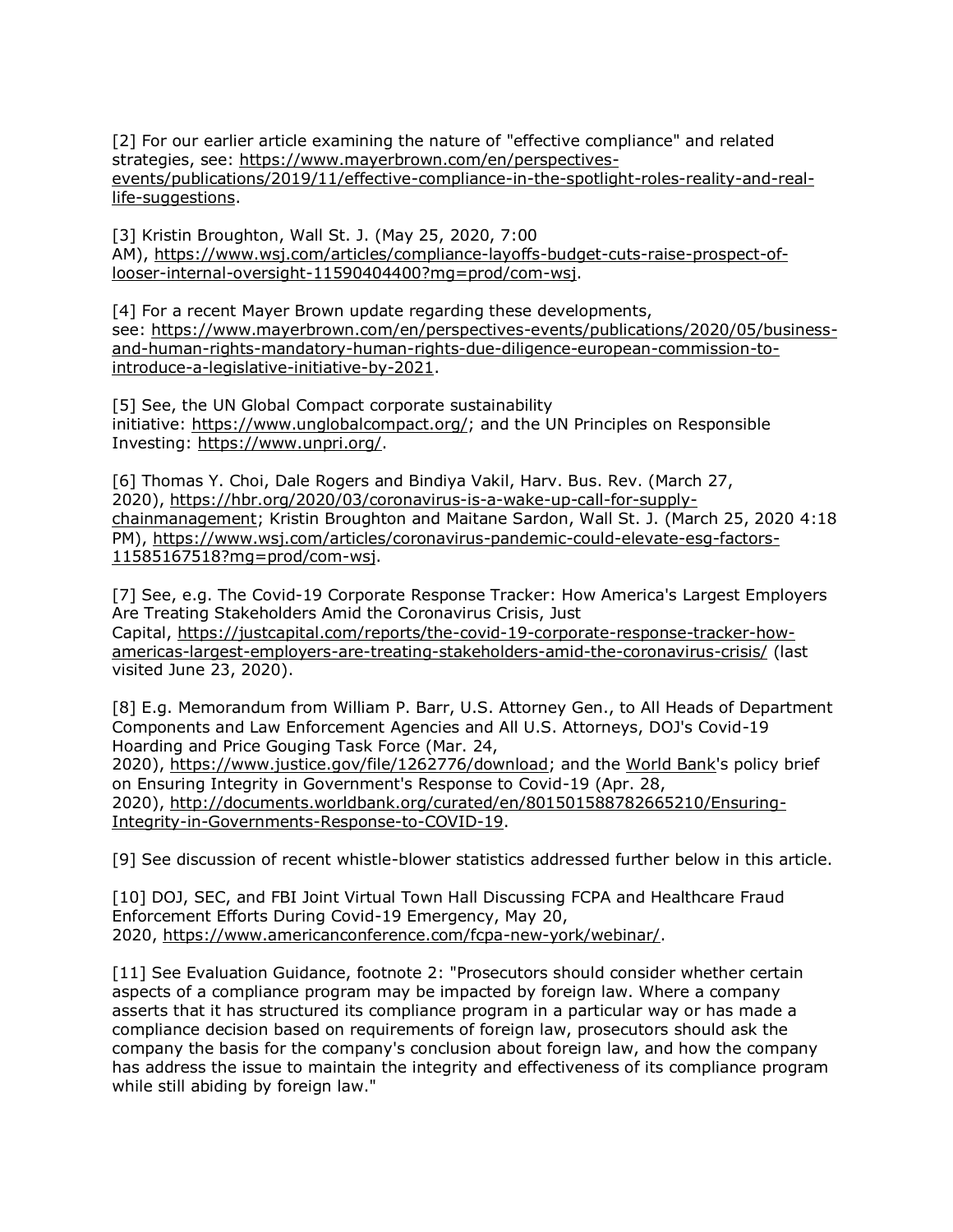[2] For our earlier article examining the nature of "effective compliance" and related strategies, see: https://www.mayerbrown.com/en/perspectives-events/publications/2019/11/effective-compliance-in-the-spotlight-roles-reality-and-real-life-suggestions.

[3] Kristin Broughton, Wall St. J. (May 25, 2020, 7:00 AM), https://www.wsj.com/articles/compliance-layoffs-budget-cuts-raise-prospect-of-looser-internal-oversight-11590404400?mg=prod/com-wsj.

[4] For a recent Mayer Brown update regarding these developments, see: https://www.mayerbrown.com/en/perspectives-events/publications/2020/05/business-and-human-rights-mandatory-human-rights-due-diligence-european-commission-to-introduce-a-legislative-initiative-by-2021.

[5] See, the UN Global Compact corporate sustainability initiative: https://www.unglobalcompact.org/; and the UN Principles on Responsible Investing: https://www.unpri.org/.

[6] Thomas Y. Choi, Dale Rogers and Bindiya Vakil, Harv. Bus. Rev. (March 27, 2020), https://hbr.org/2020/03/coronavirus-is-a-wake-up-call-for-supply-chainmanagement; Kristin Broughton and Maitane Sardon, Wall St. J. (March 25, 2020 4:18 PM), https://www.wsj.com/articles/coronavirus-pandemic-could-elevate-esg-factors-11585167518?mg=prod/com-wsj.

[7] See, e.g. The Covid-19 Corporate Response Tracker: How America's Largest Employers Are Treating Stakeholders Amid the Coronavirus Crisis, Just Capital, https://justcapital.com/reports/the-covid-19-corporate-response-tracker-how-americas-largest-employers-are-treating-stakeholders-amid-the-coronavirus-crisis/ (last visited June 23, 2020).

[8] E.g. Memorandum from William P. Barr, U.S. Attorney Gen., to All Heads of Department Components and Law Enforcement Agencies and All U.S. Attorneys, DOJ's Covid-19 Hoarding and Price Gouging Task Force (Mar. 24, 2020), https://www.justice.gov/file/1262776/download; and the World Bank's policy brief on Ensuring Integrity in Government's Response to Covid-19 (Apr. 28, 2020), http://documents.worldbank.org/curated/en/801501588782665210/Ensuring-Integrity-in-Governments-Response-to-COVID-19.

[9] See discussion of recent whistle-blower statistics addressed further below in this article.

[10] DOJ, SEC, and FBI Joint Virtual Town Hall Discussing FCPA and Healthcare Fraud Enforcement Efforts During Covid-19 Emergency, May 20, 2020, https://www.americanconference.com/fcpa-new-york/webinar/.

[11] See Evaluation Guidance, footnote 2: "Prosecutors should consider whether certain aspects of a compliance program may be impacted by foreign law. Where a company asserts that it has structured its compliance program in a particular way or has made a compliance decision based on requirements of foreign law, prosecutors should ask the company the basis for the company's conclusion about foreign law, and how the company has address the issue to maintain the integrity and effectiveness of its compliance program while still abiding by foreign law."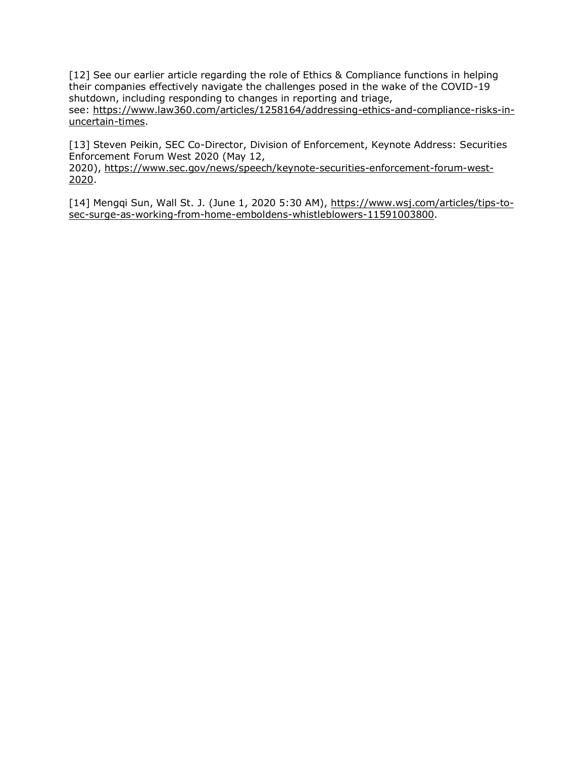[12] See our earlier article regarding the role of Ethics & Compliance functions in helping their companies effectively navigate the challenges posed in the wake of the COVID-19 shutdown, including responding to changes in reporting and triage, see: https://www.law360.com/articles/1258164/addressing-ethics-and-compliance-risks-in-uncertain-times.

[13] Steven Peikin, SEC Co-Director, Division of Enforcement, Keynote Address: Securities Enforcement Forum West 2020 (May 12, 2020), https://www.sec.gov/news/speech/keynote-securities-enforcement-forum-west-2020.

[14] Mengqi Sun, Wall St. J. (June 1, 2020 5:30 AM), https://www.wsj.com/articles/tips-to-sec-surge-as-working-from-home-emboldens-whistleblowers-11591003800.